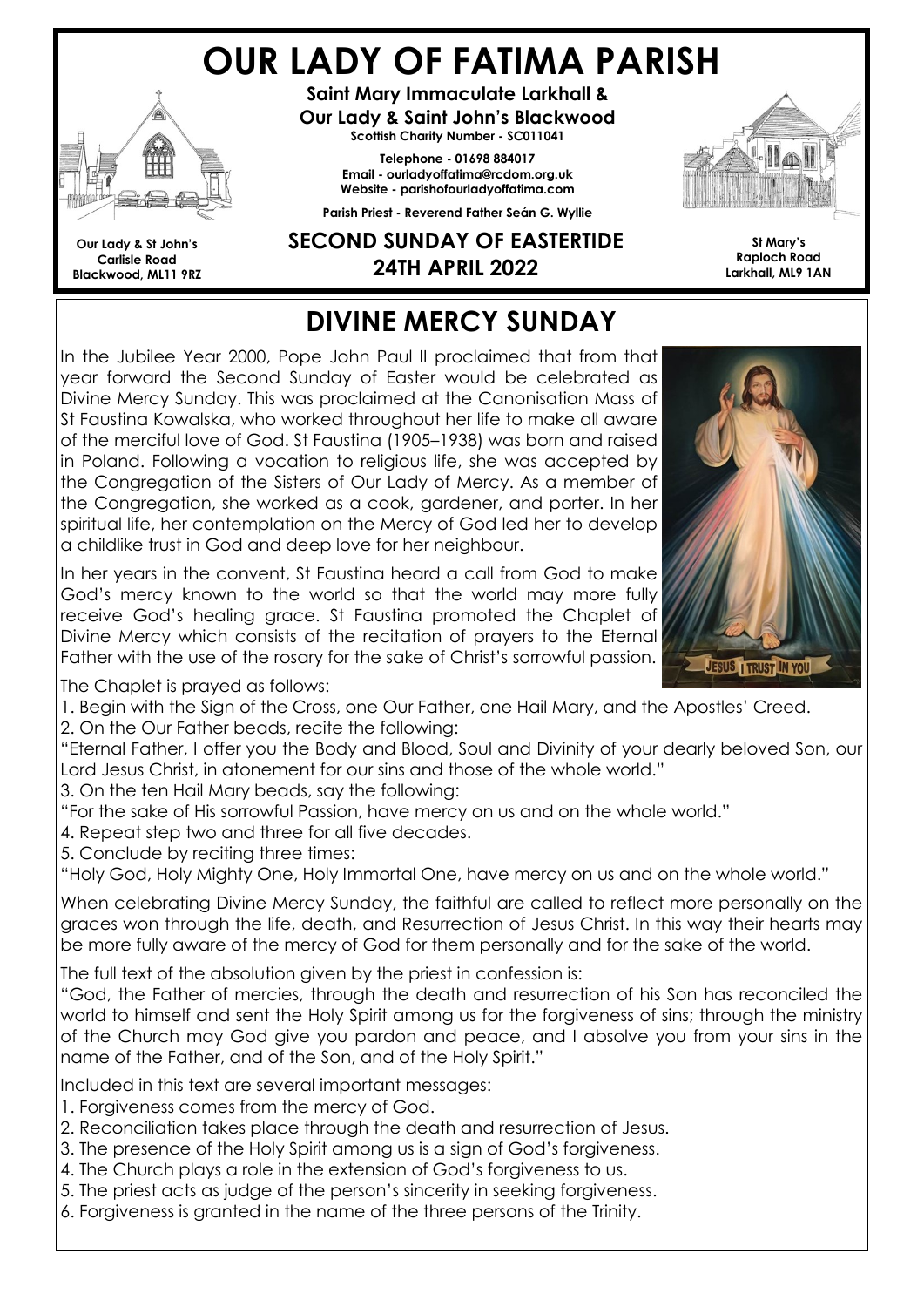# OUR LADY OF FATIMA PARISH

**Saint Mary Immaculate Larkhall &**
**Our Lady & Saint John's Blackwood**
**Scottish Charity Number - SC011041**

**Telephone - 01698 884017**
**Email - ourladyoffatima@rcdom.org.uk**
**Website - parishofourladyoffatima.com**

**Parish Priest - Reverend Father Seán G. Wyllie**

**Our Lady & St John's**
**Carlisle Road**
**Blackwood, ML11 9RZ**

**St Mary's**
**Raploch Road**
**Larkhall, ML9 1AN**

## SECOND SUNDAY OF EASTERTIDE
## 24TH APRIL 2022

## DIVINE MERCY SUNDAY

In the Jubilee Year 2000, Pope John Paul II proclaimed that from that year forward the Second Sunday of Easter would be celebrated as Divine Mercy Sunday. This was proclaimed at the Canonisation Mass of St Faustina Kowalska, who worked throughout her life to make all aware of the merciful love of God. St Faustina (1905–1938) was born and raised in Poland. Following a vocation to religious life, she was accepted by the Congregation of the Sisters of Our Lady of Mercy. As a member of the Congregation, she worked as a cook, gardener, and porter. In her spiritual life, her contemplation on the Mercy of God led her to develop a childlike trust in God and deep love for her neighbour.

In her years in the convent, St Faustina heard a call from God to make God's mercy known to the world so that the world may more fully receive God's healing grace. St Faustina promoted the Chaplet of Divine Mercy which consists of the recitation of prayers to the Eternal Father with the use of the rosary for the sake of Christ's sorrowful passion.

JESUS I TRUST IN YOU

The Chaplet is prayed as follows:

1. Begin with the Sign of the Cross, one Our Father, one Hail Mary, and the Apostles' Creed.
2. On the Our Father beads, recite the following:
"Eternal Father, I offer you the Body and Blood, Soul and Divinity of your dearly beloved Son, our Lord Jesus Christ, in atonement for our sins and those of the whole world."
3. On the ten Hail Mary beads, say the following:
"For the sake of His sorrowful Passion, have mercy on us and on the whole world."
4. Repeat step two and three for all five decades.
5. Conclude by reciting three times:
"Holy God, Holy Mighty One, Holy Immortal One, have mercy on us and on the whole world."

When celebrating Divine Mercy Sunday, the faithful are called to reflect more personally on the graces won through the life, death, and Resurrection of Jesus Christ. In this way their hearts may be more fully aware of the mercy of God for them personally and for the sake of the world.

The full text of the absolution given by the priest in confession is:

"God, the Father of mercies, through the death and resurrection of his Son has reconciled the world to himself and sent the Holy Spirit among us for the forgiveness of sins; through the ministry of the Church may God give you pardon and peace, and I absolve you from your sins in the name of the Father, and of the Son, and of the Holy Spirit."

Included in this text are several important messages:

1. Forgiveness comes from the mercy of God.
2. Reconciliation takes place through the death and resurrection of Jesus.
3. The presence of the Holy Spirit among us is a sign of God's forgiveness.
4. The Church plays a role in the extension of God's forgiveness to us.
5. The priest acts as judge of the person's sincerity in seeking forgiveness.
6. Forgiveness is granted in the name of the three persons of the Trinity.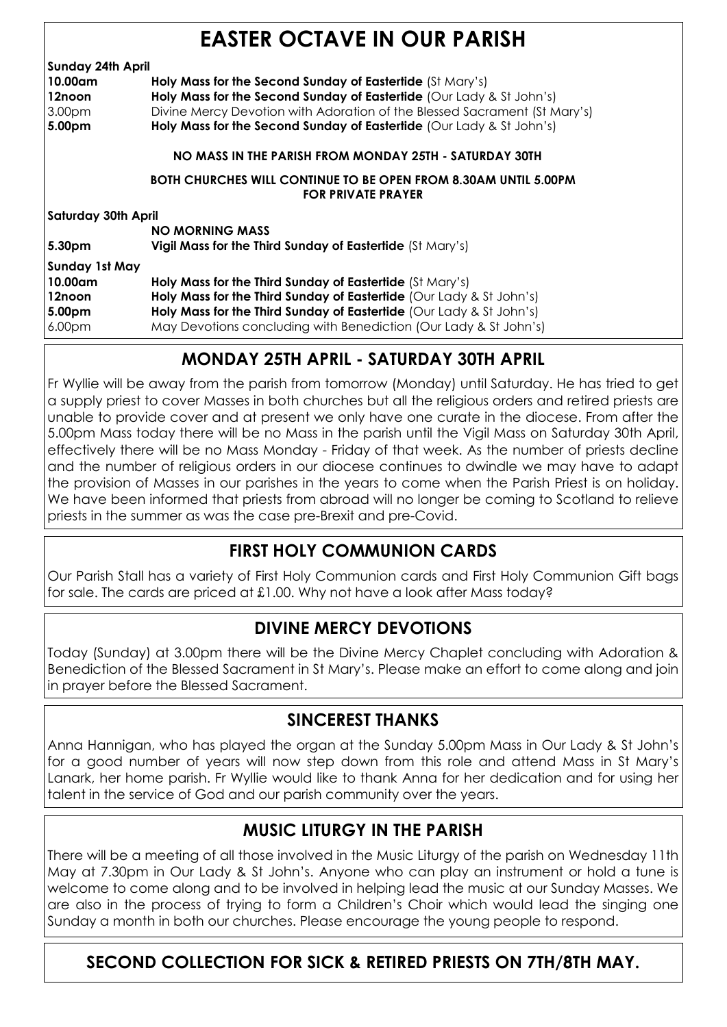# EASTER OCTAVE IN OUR PARISH

**Sunday 24th April**

**10.00am** **Holy Mass for the Second Sunday of Eastertide** (St Mary's)
**12noon** **Holy Mass for the Second Sunday of Eastertide** (Our Lady & St John's)
3.00pm Divine Mercy Devotion with Adoration of the Blessed Sacrament (St Mary's)
**5.00pm** **Holy Mass for the Second Sunday of Eastertide** (Our Lady & St John's)

**NO MASS IN THE PARISH FROM MONDAY 25TH - SATURDAY 30TH**

**BOTH CHURCHES WILL CONTINUE TO BE OPEN FROM 8.30AM UNTIL 5.00PM FOR PRIVATE PRAYER**

**Saturday 30th April**

**NO MORNING MASS**
**5.30pm** **Vigil Mass for the Third Sunday of Eastertide** (St Mary's)

**Sunday 1st May**

**10.00am** **Holy Mass for the Third Sunday of Eastertide** (St Mary's)
**12noon** **Holy Mass for the Third Sunday of Eastertide** (Our Lady & St John's)
**5.00pm** **Holy Mass for the Third Sunday of Eastertide** (Our Lady & St John's)
6.00pm May Devotions concluding with Benediction (Our Lady & St John's)

## MONDAY 25TH APRIL - SATURDAY 30TH APRIL

Fr Wyllie will be away from the parish from tomorrow (Monday) until Saturday. He has tried to get a supply priest to cover Masses in both churches but all the religious orders and retired priests are unable to provide cover and at present we only have one curate in the diocese. From after the 5.00pm Mass today there will be no Mass in the parish until the Vigil Mass on Saturday 30th April, effectively there will be no Mass Monday - Friday of that week. As the number of priests decline and the number of religious orders in our diocese continues to dwindle we may have to adapt the provision of Masses in our parishes in the years to come when the Parish Priest is on holiday. We have been informed that priests from abroad will no longer be coming to Scotland to relieve priests in the summer as was the case pre-Brexit and pre-Covid.

## FIRST HOLY COMMUNION CARDS

Our Parish Stall has a variety of First Holy Communion cards and First Holy Communion Gift bags for sale. The cards are priced at £1.00. Why not have a look after Mass today?

## DIVINE MERCY DEVOTIONS

Today (Sunday) at 3.00pm there will be the Divine Mercy Chaplet concluding with Adoration & Benediction of the Blessed Sacrament in St Mary's. Please make an effort to come along and join in prayer before the Blessed Sacrament.

## SINCEREST THANKS

Anna Hannigan, who has played the organ at the Sunday 5.00pm Mass in Our Lady & St John's for a good number of years will now step down from this role and attend Mass in St Mary's Lanark, her home parish. Fr Wyllie would like to thank Anna for her dedication and for using her talent in the service of God and our parish community over the years.

## MUSIC LITURGY IN THE PARISH

There will be a meeting of all those involved in the Music Liturgy of the parish on Wednesday 11th May at 7.30pm in Our Lady & St John's. Anyone who can play an instrument or hold a tune is welcome to come along and to be involved in helping lead the music at our Sunday Masses. We are also in the process of trying to form a Children's Choir which would lead the singing one Sunday a month in both our churches. Please encourage the young people to respond.

## SECOND COLLECTION FOR SICK & RETIRED PRIESTS ON 7TH/8TH MAY.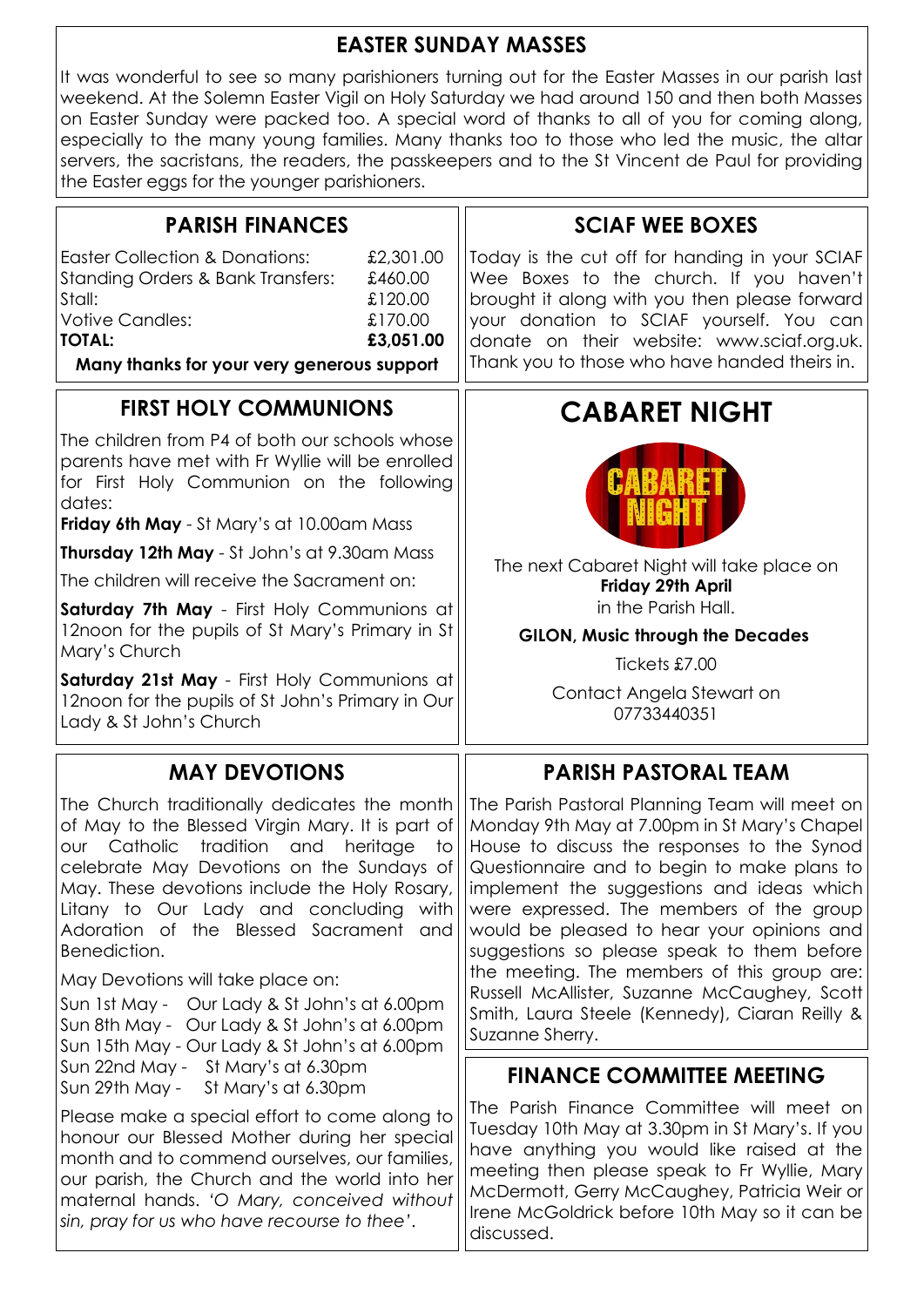## EASTER SUNDAY MASSES

It was wonderful to see so many parishioners turning out for the Easter Masses in our parish last weekend. At the Solemn Easter Vigil on Holy Saturday we had around 150 and then both Masses on Easter Sunday were packed too. A special word of thanks to all of you for coming along, especially to the many young families. Many thanks too to those who led the music, the altar servers, the sacristans, the readers, the passkeepers and to the St Vincent de Paul for providing the Easter eggs for the younger parishioners.

## PARISH FINANCES

| | |
|---|---|
| Easter Collection & Donations: | £2,301.00 |
| Standing Orders & Bank Transfers: | £460.00 |
| Stall: | £120.00 |
| Votive Candles: | £170.00 |
| **TOTAL:** | **£3,051.00** |

**Many thanks for your very generous support**

## SCIAF WEE BOXES

Today is the cut off for handing in your SCIAF Wee Boxes to the church. If you haven't brought it along with you then please forward your donation to SCIAF yourself. You can donate on their website: www.sciaf.org.uk. Thank you to those who have handed theirs in.

## FIRST HOLY COMMUNIONS

The children from P4 of both our schools whose parents have met with Fr Wyllie will be enrolled for First Holy Communion on the following dates:

**Friday 6th May** - St Mary's at 10.00am Mass

**Thursday 12th May** - St John's at 9.30am Mass

The children will receive the Sacrament on:

**Saturday 7th May** - First Holy Communions at 12noon for the pupils of St Mary's Primary in St Mary's Church

**Saturday 21st May** - First Holy Communions at 12noon for the pupils of St John's Primary in Our Lady & St John's Church

## CABARET NIGHT

CABARET NIGHT

The next Cabaret Night will take place on
**Friday 29th April**
in the Parish Hall.

**GILON, Music through the Decades**

Tickets £7.00

Contact Angela Stewart on 07733440351

## MAY DEVOTIONS

The Church traditionally dedicates the month of May to the Blessed Virgin Mary. It is part of our Catholic tradition and heritage to celebrate May Devotions on the Sundays of May. These devotions include the Holy Rosary, Litany to Our Lady and concluding with Adoration of the Blessed Sacrament and Benediction.

May Devotions will take place on:

Sun 1st May - Our Lady & St John's at 6.00pm
Sun 8th May - Our Lady & St John's at 6.00pm
Sun 15th May - Our Lady & St John's at 6.00pm
Sun 22nd May - St Mary's at 6.30pm
Sun 29th May - St Mary's at 6.30pm

Please make a special effort to come along to honour our Blessed Mother during her special month and to commend ourselves, our families, our parish, the Church and the world into her maternal hands. *'O Mary, conceived without sin, pray for us who have recourse to thee'.*

## PARISH PASTORAL TEAM

The Parish Pastoral Planning Team will meet on Monday 9th May at 7.00pm in St Mary's Chapel House to discuss the responses to the Synod Questionnaire and to begin to make plans to implement the suggestions and ideas which were expressed. The members of the group would be pleased to hear your opinions and suggestions so please speak to them before the meeting. The members of this group are: Russell McAllister, Suzanne McCaughey, Scott Smith, Laura Steele (Kennedy), Ciaran Reilly & Suzanne Sherry.

## FINANCE COMMITTEE MEETING

The Parish Finance Committee will meet on Tuesday 10th May at 3.30pm in St Mary's. If you have anything you would like raised at the meeting then please speak to Fr Wyllie, Mary McDermott, Gerry McCaughey, Patricia Weir or Irene McGoldrick before 10th May so it can be discussed.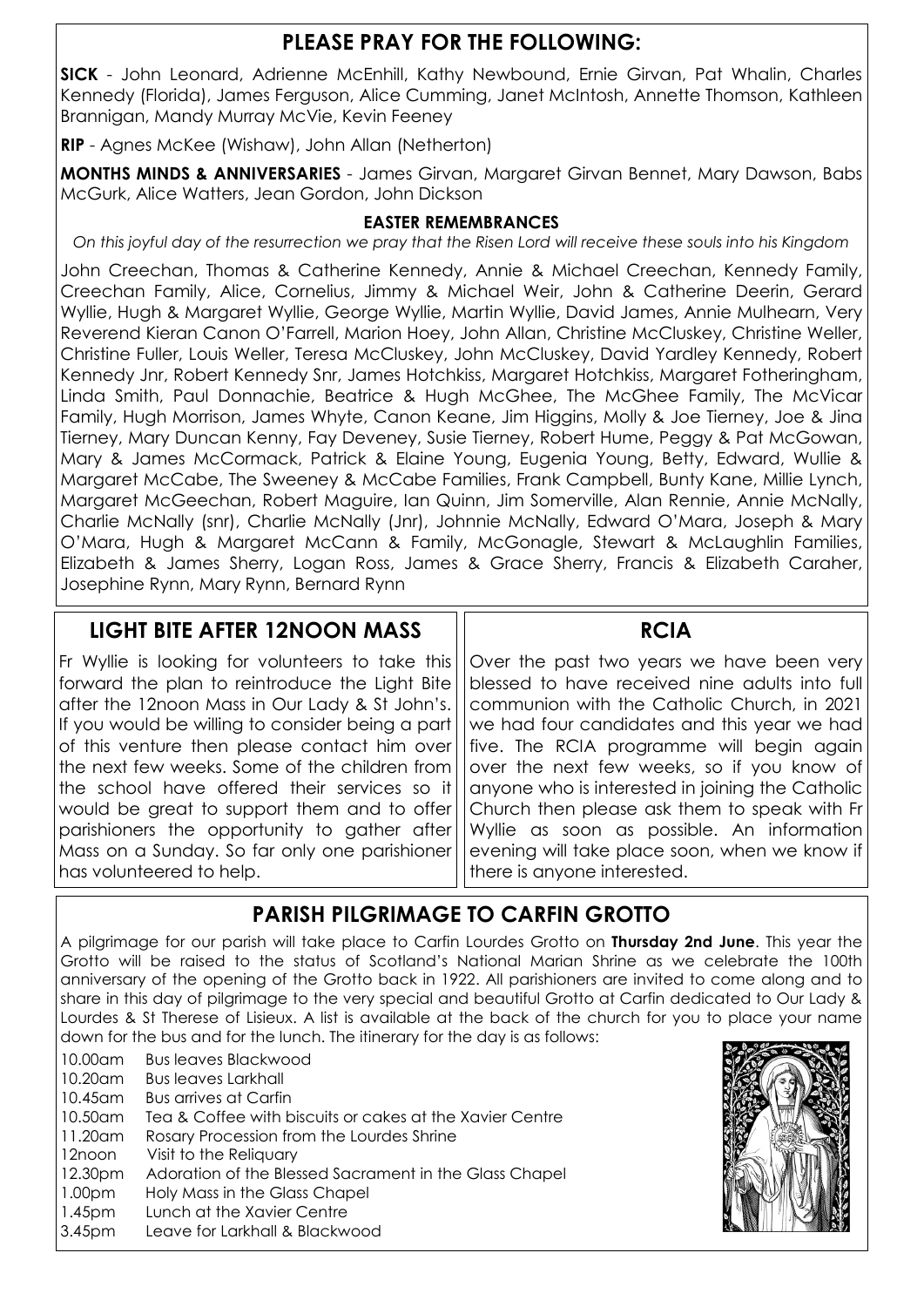## PLEASE PRAY FOR THE FOLLOWING:

**SICK** - John Leonard, Adrienne McEnhill, Kathy Newbound, Ernie Girvan, Pat Whalin, Charles Kennedy (Florida), James Ferguson, Alice Cumming, Janet McIntosh, Annette Thomson, Kathleen Brannigan, Mandy Murray McVie, Kevin Feeney

**RIP** - Agnes McKee (Wishaw), John Allan (Netherton)

**MONTHS MINDS & ANNIVERSARIES** - James Girvan, Margaret Girvan Bennet, Mary Dawson, Babs McGurk, Alice Watters, Jean Gordon, John Dickson

### EASTER REMEMBRANCES

*On this joyful day of the resurrection we pray that the Risen Lord will receive these souls into his Kingdom*

John Creechan, Thomas & Catherine Kennedy, Annie & Michael Creechan, Kennedy Family, Creechan Family, Alice, Cornelius, Jimmy & Michael Weir, John & Catherine Deerin, Gerard Wyllie, Hugh & Margaret Wyllie, George Wyllie, Martin Wyllie, David James, Annie Mulhearn, Very Reverend Kieran Canon O'Farrell, Marion Hoey, John Allan, Christine McCluskey, Christine Weller, Christine Fuller, Louis Weller, Teresa McCluskey, John McCluskey, David Yardley Kennedy, Robert Kennedy Jnr, Robert Kennedy Snr, James Hotchkiss, Margaret Hotchkiss, Margaret Fotheringham, Linda Smith, Paul Donnachie, Beatrice & Hugh McGhee, The McGhee Family, The McVicar Family, Hugh Morrison, James Whyte, Canon Keane, Jim Higgins, Molly & Joe Tierney, Joe & Jina Tierney, Mary Duncan Kenny, Fay Deveney, Susie Tierney, Robert Hume, Peggy & Pat McGowan, Mary & James McCormack, Patrick & Elaine Young, Eugenia Young, Betty, Edward, Wullie & Margaret McCabe, The Sweeney & McCabe Families, Frank Campbell, Bunty Kane, Millie Lynch, Margaret McGeechan, Robert Maguire, Ian Quinn, Jim Somerville, Alan Rennie, Annie McNally, Charlie McNally (snr), Charlie McNally (Jnr), Johnnie McNally, Edward O'Mara, Joseph & Mary O'Mara, Hugh & Margaret McCann & Family, McGonagle, Stewart & McLaughlin Families, Elizabeth & James Sherry, Logan Ross, James & Grace Sherry, Francis & Elizabeth Caraher, Josephine Rynn, Mary Rynn, Bernard Rynn

## LIGHT BITE AFTER 12NOON MASS

Fr Wyllie is looking for volunteers to take this forward the plan to reintroduce the Light Bite after the 12noon Mass in Our Lady & St John's. If you would be willing to consider being a part of this venture then please contact him over the next few weeks. Some of the children from the school have offered their services so it would be great to support them and to offer parishioners the opportunity to gather after Mass on a Sunday. So far only one parishioner has volunteered to help.

## RCIA

Over the past two years we have been very blessed to have received nine adults into full communion with the Catholic Church, in 2021 we had four candidates and this year we had five. The RCIA programme will begin again over the next few weeks, so if you know of anyone who is interested in joining the Catholic Church then please ask them to speak with Fr Wyllie as soon as possible. An information evening will take place soon, when we know if there is anyone interested.

## PARISH PILGRIMAGE TO CARFIN GROTTO

A pilgrimage for our parish will take place to Carfin Lourdes Grotto on **Thursday 2nd June**. This year the Grotto will be raised to the status of Scotland's National Marian Shrine as we celebrate the 100th anniversary of the opening of the Grotto back in 1922. All parishioners are invited to come along and to share in this day of pilgrimage to the very special and beautiful Grotto at Carfin dedicated to Our Lady & Lourdes & St Therese of Lisieux. A list is available at the back of the church for you to place your name down for the bus and for the lunch. The itinerary for the day is as follows:

| | |
|---|---|
| 10.00am | Bus leaves Blackwood |
| 10.20am | Bus leaves Larkhall |
| 10.45am | Bus arrives at Carfin |
| 10.50am | Tea & Coffee with biscuits or cakes at the Xavier Centre |
| 11.20am | Rosary Procession from the Lourdes Shrine |
| 12noon | Visit to the Reliquary |
| 12.30pm | Adoration of the Blessed Sacrament in the Glass Chapel |
| 1.00pm | Holy Mass in the Glass Chapel |
| 1.45pm | Lunch at the Xavier Centre |
| 3.45pm | Leave for Larkhall & Blackwood |